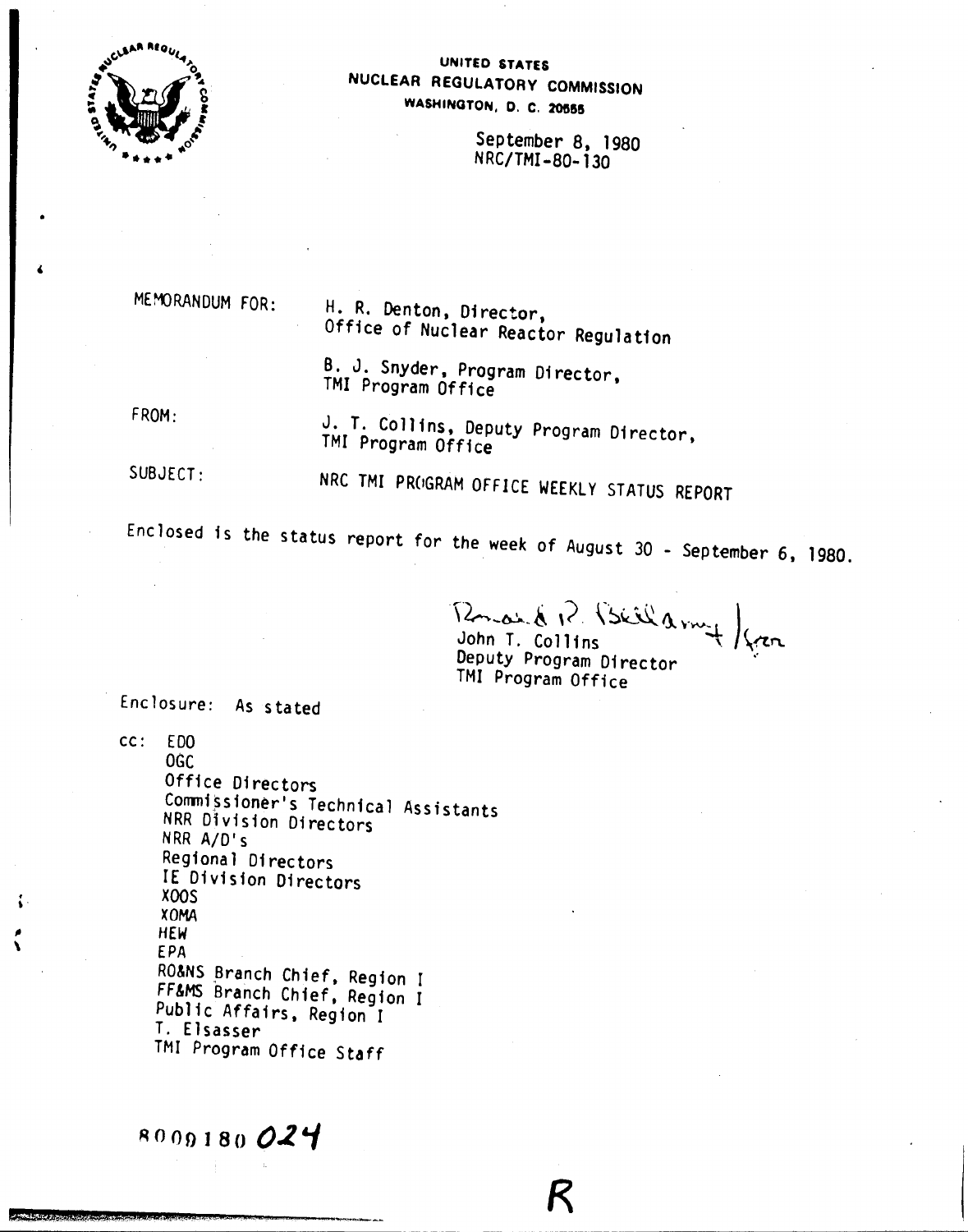UNITED STATES
NUCLEAR REGULATORY COMMISSION
WASHINGTON, D. C. 20555

September 8, 1980
NRC/TMI-80-130

MEMORANDUM FOR: H. R. Denton, Director,
Office of Nuclear Reactor Regulation

B. J. Snyder, Program Director,
TMI Program Office

FROM: J. T. Collins, Deputy Program Director,
TMI Program Office

SUBJECT: NRC TMI PROGRAM OFFICE WEEKLY STATUS REPORT

Enclosed is the status report for the week of August 30 - September 6, 1980.

John T. Collins
Deputy Program Director
TMI Program Office

Enclosure: As stated

cc: EDO
OGC
Office Directors
Commissioner's Technical Assistants
NRR Division Directors
NRR A/D's
Regional Directors
IE Division Directors
XOOS
XOMA
HEW
EPA
RO&NS Branch Chief, Region I
FF&MS Branch Chief, Region I
Public Affairs, Region I
T. Elsasser
TMI Program Office Staff

8009180024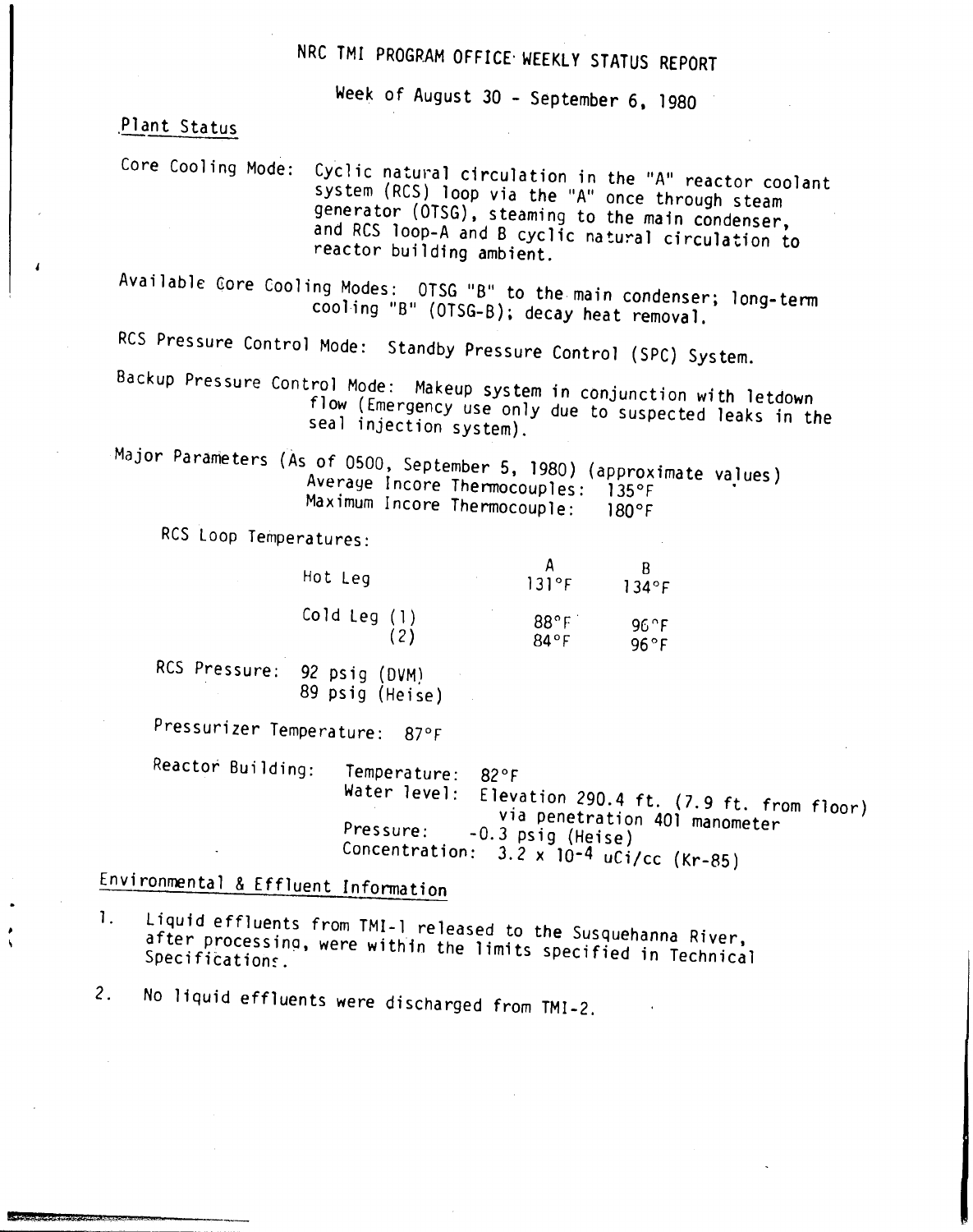# NRC TMI PROGRAM OFFICE WEEKLY STATUS REPORT

Week of August 30 - September 6, 1980

## Plant Status

Core Cooling Mode: Cyclic natural circulation in the "A" reactor coolant system (RCS) loop via the "A" once through steam generator (OTSG), steaming to the main condenser, and RCS loop-A and B cyclic natural circulation to reactor building ambient.

Available Core Cooling Modes: OTSG "B" to the main condenser; long-term cooling "B" (OTSG-B); decay heat removal.

RCS Pressure Control Mode: Standby Pressure Control (SPC) System.

Backup Pressure Control Mode: Makeup system in conjunction with letdown flow (Emergency use only due to suspected leaks in the seal injection system).

Major Parameters (As of 0500, September 5, 1980) (approximate values)
Average Incore Thermocouples: 135°F
Maximum Incore Thermocouple: 180°F

RCS Loop Temperatures:

| | A | B |
|---|---|---|
| Hot Leg | 131°F | 134°F |
| Cold Leg (1) | 88°F | 96°F |
| (2) | 84°F | 96°F |

RCS Pressure: 92 psig (DVM)
89 psig (Heise)

Pressurizer Temperature: 87°F

Reactor Building: Temperature: 82°F
Water level: Elevation 290.4 ft. (7.9 ft. from floor) via penetration 401 manometer
Pressure: -0.3 psig (Heise)
Concentration: $3.2 \times 10^{-4}$ uCi/cc (Kr-85)

## Environmental & Effluent Information

1. Liquid effluents from TMI-1 released to the Susquehanna River, after processing, were within the limits specified in Technical Specifications.

2. No liquid effluents were discharged from TMI-2.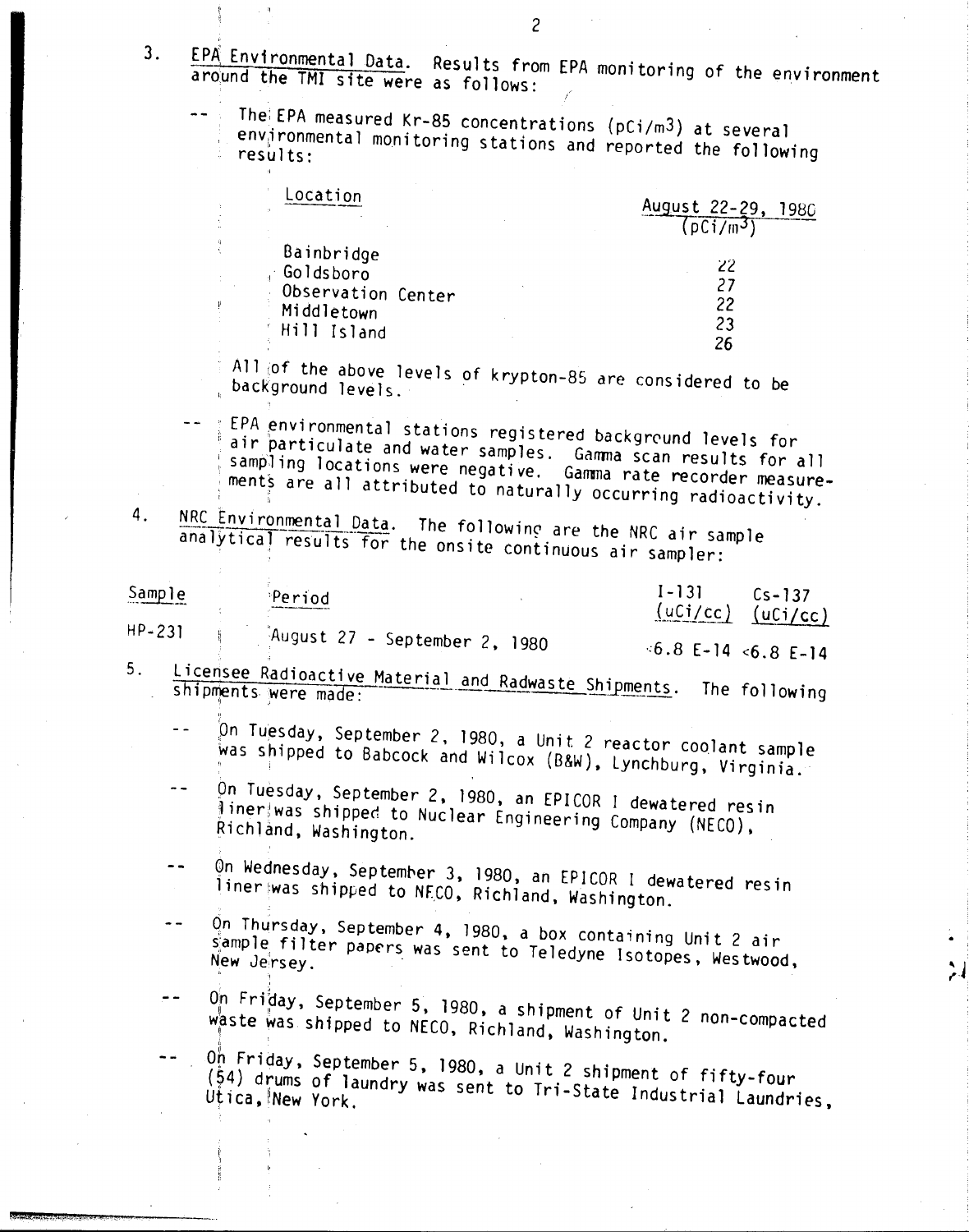3. <u>EPA Environmental Data</u>. Results from EPA monitoring of the environment around the TMI site were as follows:

-- The EPA measured Kr-85 concentrations ($pCi/m^3$) at several environmental monitoring stations and reported the following results:

| Location | August 22-29, 1980 ($pCi/m^3$) |
|---|---|
| Bainbridge | 22 |
| Goldsboro | 27 |
| Observation Center | 22 |
| Middletown | 23 |
| Hill Island | 26 |

All of the above levels of krypton-85 are considered to be background levels.

-- EPA environmental stations registered background levels for air particulate and water samples. Gamma scan results for all sampling locations were negative. Gamma rate recorder measurements are all attributed to naturally occurring radioactivity.

4. <u>NRC Environmental Data</u>. The following are the NRC air sample analytical results for the onsite continuous air sampler:

| Sample | Period | I-131 (uCi/cc) | Cs-137 (uCi/cc) |
|---|---|---|---|
| HP-231 | August 27 - September 2, 1980 | <6.8 E-14 | <6.8 E-14 |

5. <u>Licensee Radioactive Material and Radwaste Shipments</u>. The following shipments were made:

-- On Tuesday, September 2, 1980, a Unit 2 reactor coolant sample was shipped to Babcock and Wilcox (B&W), Lynchburg, Virginia.

-- On Tuesday, September 2, 1980, an EPICOR I dewatered resin liner was shipped to Nuclear Engineering Company (NECO), Richland, Washington.

-- On Wednesday, September 3, 1980, an EPICOR I dewatered resin liner was shipped to NECO, Richland, Washington.

-- On Thursday, September 4, 1980, a box containing Unit 2 air sample filter papers was sent to Teledyne Isotopes, Westwood, New Jersey.

-- On Friday, September 5, 1980, a shipment of Unit 2 non-compacted waste was shipped to NECO, Richland, Washington.

-- On Friday, September 5, 1980, a Unit 2 shipment of fifty-four (54) drums of laundry was sent to Tri-State Industrial Laundries, Utica, New York.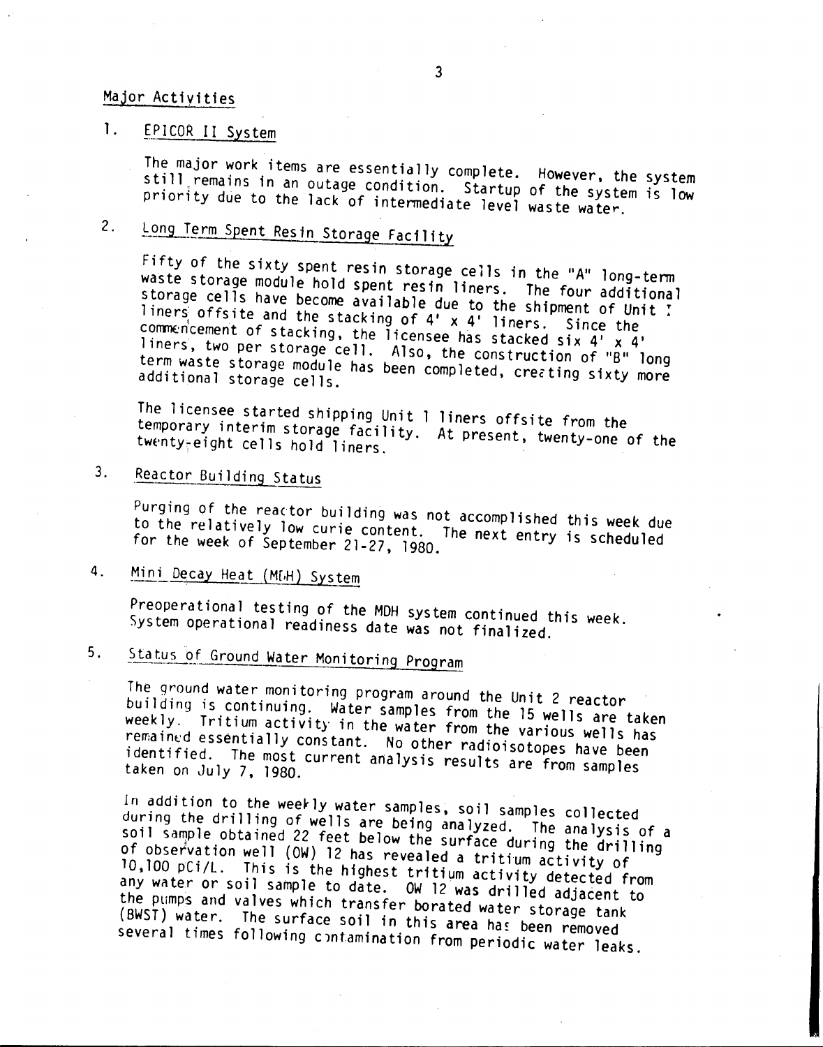## Major Activities

1. EPICOR II System

   The major work items are essentially complete. However, the system still remains in an outage condition. Startup of the system is low priority due to the lack of intermediate level waste water.

2. Long Term Spent Resin Storage Facility

   Fifty of the sixty spent resin storage cells in the "A" long-term waste storage module hold spent resin liners. The four additional storage cells have become available due to the shipment of Unit I liners offsite and the stacking of 4' x 4' liners. Since the commencement of stacking, the licensee has stacked six 4' x 4' liners, two per storage cell. Also, the construction of "B" long term waste storage module has been completed, creating sixty more additional storage cells.

   The licensee started shipping Unit 1 liners offsite from the temporary interim storage facility. At present, twenty-one of the twenty-eight cells hold liners.

3. Reactor Building Status

   Purging of the reactor building was not accomplished this week due to the relatively low curie content. The next entry is scheduled for the week of September 21-27, 1980.

4. Mini Decay Heat (MDH) System

   Preoperational testing of the MDH system continued this week. System operational readiness date was not finalized.

5. Status of Ground Water Monitoring Program

   The ground water monitoring program around the Unit 2 reactor building is continuing. Water samples from the 15 wells are taken weekly. Tritium activity in the water from the various wells has remained essentially constant. No other radioisotopes have been identified. The most current analysis results are from samples taken on July 7, 1980.

   In addition to the weekly water samples, soil samples collected during the drilling of wells are being analyzed. The analysis of a soil sample obtained 22 feet below the surface during the drilling of observation well (OW) 12 has revealed a tritium activity of 10,100 pCi/L. This is the highest tritium activity detected from any water or soil sample to date. OW 12 was drilled adjacent to the pumps and valves which transfer borated water storage tank (BWST) water. The surface soil in this area has been removed several times following contamination from periodic water leaks.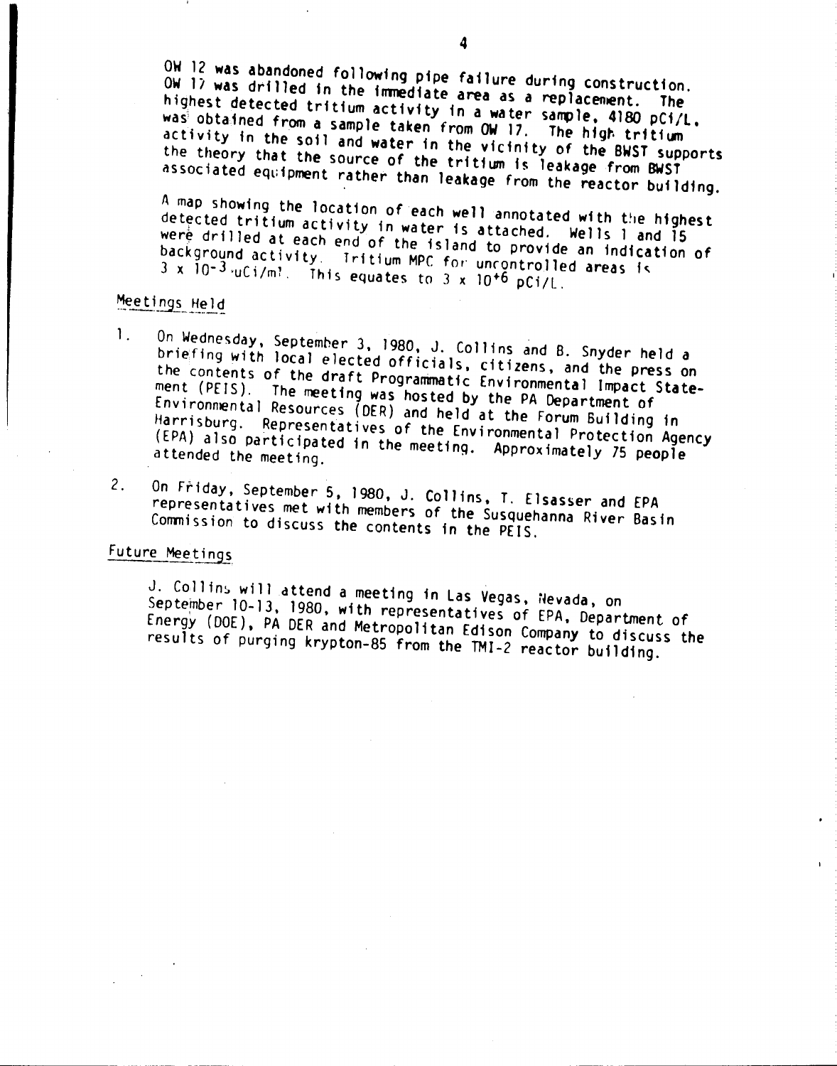OW 12 was abandoned following pipe failure during construction. OW 17 was drilled in the immediate area as a replacement. The highest detected tritium activity in a water sample, 4180 pCi/L, was obtained from a sample taken from OW 17. The high tritium activity in the soil and water in the vicinity of the BWST supports the theory that the source of the tritium is leakage from BWST associated equipment rather than leakage from the reactor building.

A map showing the location of each well annotated with the highest detected tritium activity in water is attached. Wells 1 and 15 were drilled at each end of the island to provide an indication of background activity. Tritium MPC for uncontrolled areas is $3 \times 10^{-3}$ uCi/ml. This equates to $3 \times 10^{+6}$ pCi/L.

## Meetings Held

1. On Wednesday, September 3, 1980, J. Collins and B. Snyder held a briefing with local elected officials, citizens, and the press on the contents of the draft Programmatic Environmental Impact Statement (PEIS). The meeting was hosted by the PA Department of Environmental Resources (DER) and held at the Forum Building in Harrisburg. Representatives of the Environmental Protection Agency (EPA) also participated in the meeting. Approximately 75 people attended the meeting.

2. On Friday, September 5, 1980, J. Collins, T. Elsasser and EPA representatives met with members of the Susquehanna River Basin Commission to discuss the contents in the PEIS.

## Future Meetings

J. Collins will attend a meeting in Las Vegas, Nevada, on September 10-13, 1980, with representatives of EPA, Department of Energy (DOE), PA DER and Metropolitan Edison Company to discuss the results of purging krypton-85 from the TMI-2 reactor building.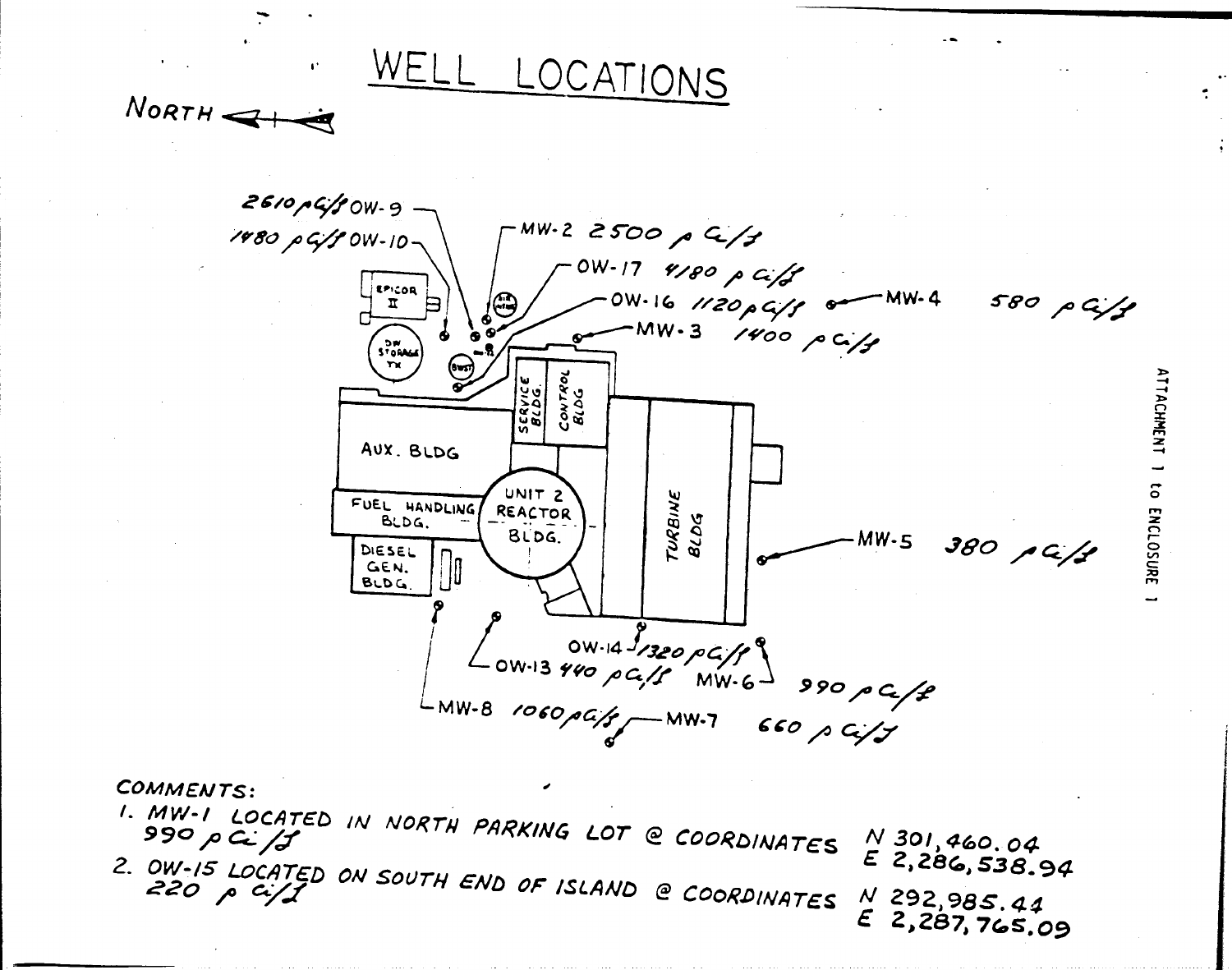# WELL LOCATIONS

NORTH

2610 pCi/l OW-9

1480 pCi/l OW-10

MW-2 2500 pCi/l

OW-17 4180 pCi/l

OW-16 1120 pCi/l

MW-4 580 pCi/l

MW-3 1400 pCi/l

EPICOR II

DW STORAGE TK

BWST

SERVICE BLDG.

CONTROL BLDG

AUX. BLDG

FUEL HANDLING BLDG.

UNIT 2 REACTOR BLDG.

TURBINE BLDG

DIESEL GEN. BLDG.

MW-5 380 pCi/l

OW-14 1320 pCi/l

OW-13 440 pCi/l

MW-6 990 pCi/l

MW-8 1060 pCi/l

MW-7 660 pCi/l

COMMENTS:

1. MW-1 LOCATED IN NORTH PARKING LOT @ COORDINATES N 301,460.04 E 2,286,538.94
   990 pCi/l
2. OW-15 LOCATED ON SOUTH END OF ISLAND @ COORDINATES N 292,985.44 E 2,287,765.09
   220 pCi/l

ATTACHMENT 1 to ENCLOSURE 1